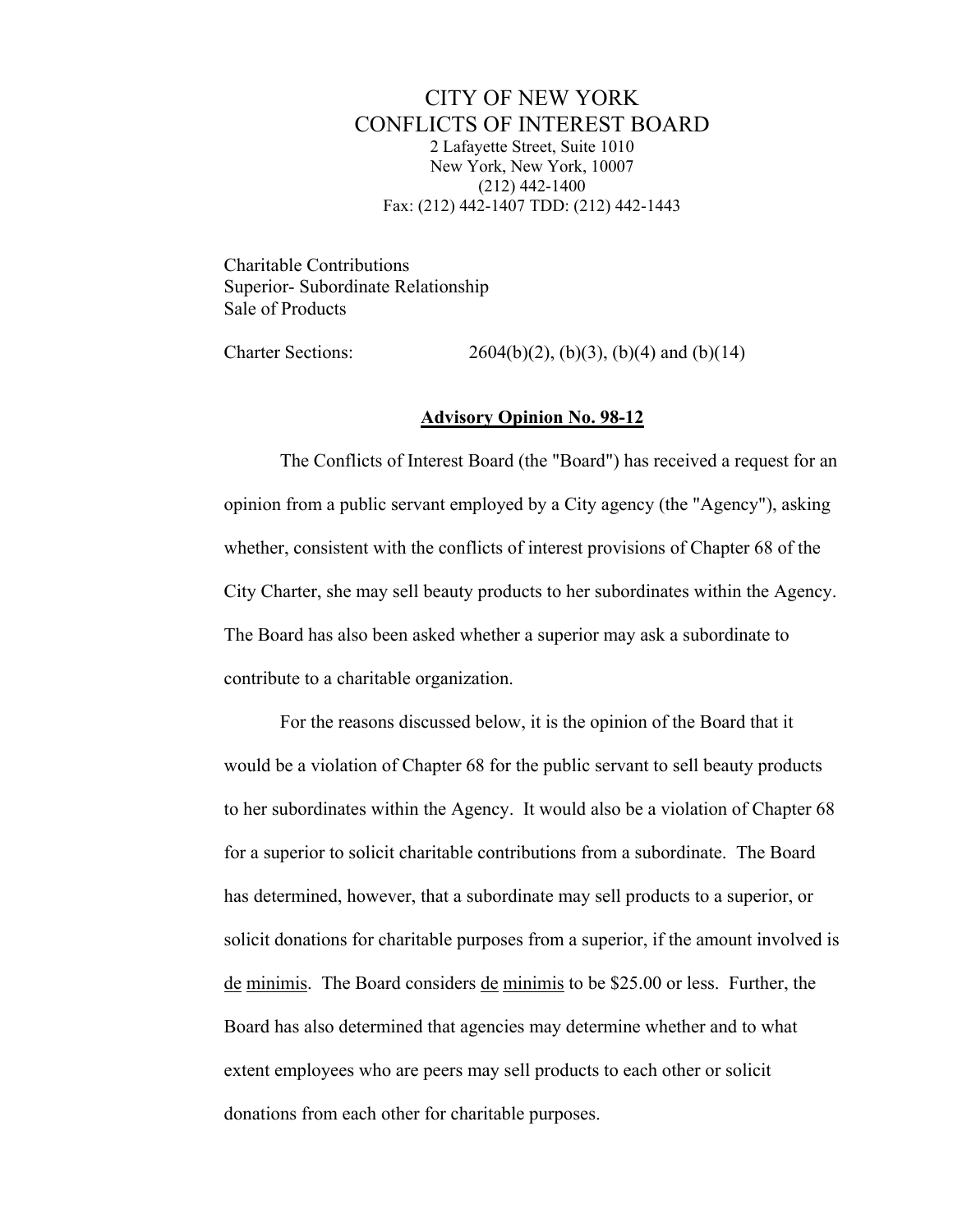# CITY OF NEW YORK
## CONFLICTS OF INTEREST BOARD

2 Lafayette Street, Suite 1010
New York, New York, 10007
(212) 442-1400
Fax: (212) 442-1407 TDD: (212) 442-1443

Charitable Contributions
Superior- Subordinate Relationship
Sale of Products

Charter Sections: 2604(b)(2), (b)(3), (b)(4) and (b)(14)

**Advisory Opinion No. 98-12**

The Conflicts of Interest Board (the "Board") has received a request for an opinion from a public servant employed by a City agency (the "Agency"), asking whether, consistent with the conflicts of interest provisions of Chapter 68 of the City Charter, she may sell beauty products to her subordinates within the Agency. The Board has also been asked whether a superior may ask a subordinate to contribute to a charitable organization.

For the reasons discussed below, it is the opinion of the Board that it would be a violation of Chapter 68 for the public servant to sell beauty products to her subordinates within the Agency. It would also be a violation of Chapter 68 for a superior to solicit charitable contributions from a subordinate. The Board has determined, however, that a subordinate may sell products to a superior, or solicit donations for charitable purposes from a superior, if the amount involved is de minimis. The Board considers de minimis to be $25.00 or less. Further, the Board has also determined that agencies may determine whether and to what extent employees who are peers may sell products to each other or solicit donations from each other for charitable purposes.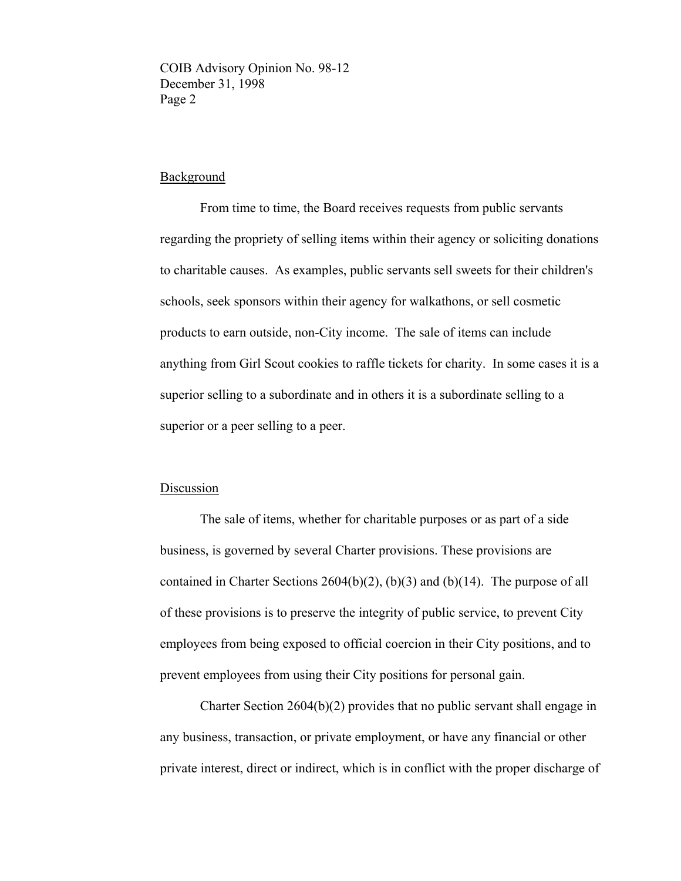## Background

From time to time, the Board receives requests from public servants regarding the propriety of selling items within their agency or soliciting donations to charitable causes. As examples, public servants sell sweets for their children's schools, seek sponsors within their agency for walkathons, or sell cosmetic products to earn outside, non-City income. The sale of items can include anything from Girl Scout cookies to raffle tickets for charity. In some cases it is a superior selling to a subordinate and in others it is a subordinate selling to a superior or a peer selling to a peer.

## Discussion

The sale of items, whether for charitable purposes or as part of a side business, is governed by several Charter provisions. These provisions are contained in Charter Sections 2604(b)(2), (b)(3) and (b)(14). The purpose of all of these provisions is to preserve the integrity of public service, to prevent City employees from being exposed to official coercion in their City positions, and to prevent employees from using their City positions for personal gain.

Charter Section 2604(b)(2) provides that no public servant shall engage in any business, transaction, or private employment, or have any financial or other private interest, direct or indirect, which is in conflict with the proper discharge of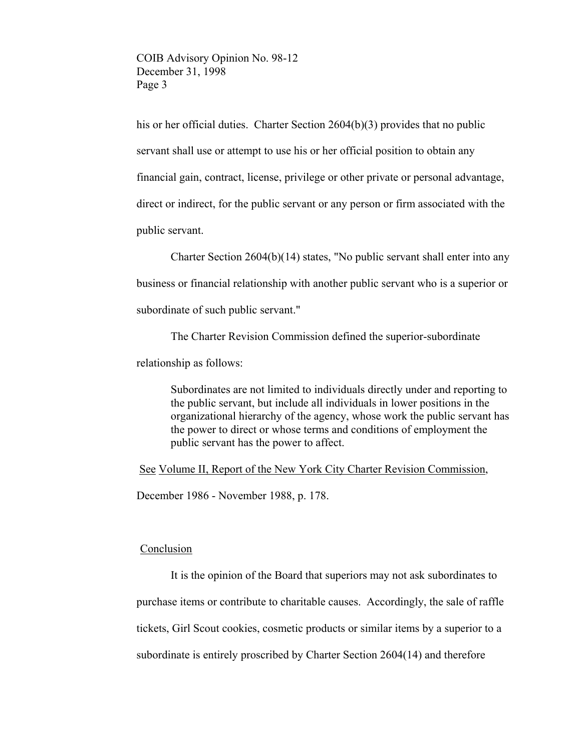his or her official duties. Charter Section 2604(b)(3) provides that no public servant shall use or attempt to use his or her official position to obtain any financial gain, contract, license, privilege or other private or personal advantage, direct or indirect, for the public servant or any person or firm associated with the public servant.

Charter Section 2604(b)(14) states, "No public servant shall enter into any business or financial relationship with another public servant who is a superior or subordinate of such public servant."

The Charter Revision Commission defined the superior-subordinate relationship as follows:

> Subordinates are not limited to individuals directly under and reporting to the public servant, but include all individuals in lower positions in the organizational hierarchy of the agency, whose work the public servant has the power to direct or whose terms and conditions of employment the public servant has the power to affect.

<u>See</u> <u>Volume II, Report of the New York City Charter Revision Commission</u>, December 1986 - November 1988, p. 178.

## <u>Conclusion</u>

It is the opinion of the Board that superiors may not ask subordinates to purchase items or contribute to charitable causes. Accordingly, the sale of raffle tickets, Girl Scout cookies, cosmetic products or similar items by a superior to a subordinate is entirely proscribed by Charter Section 2604(14) and therefore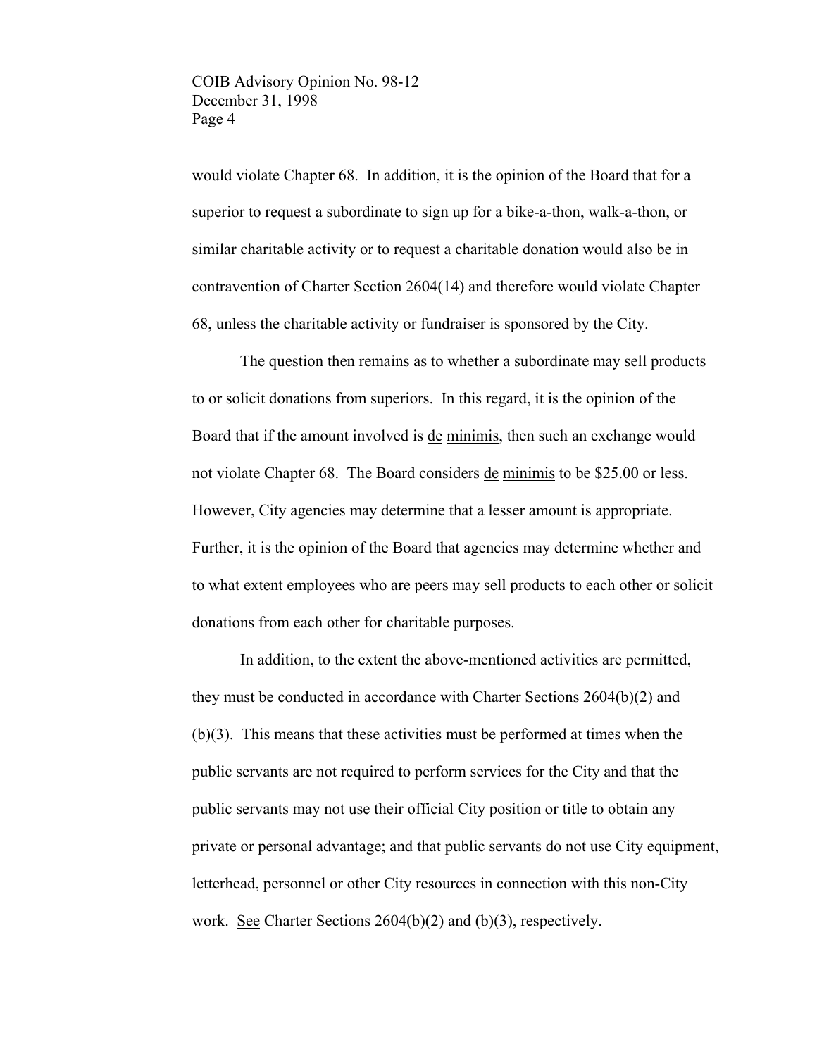would violate Chapter 68. In addition, it is the opinion of the Board that for a superior to request a subordinate to sign up for a bike-a-thon, walk-a-thon, or similar charitable activity or to request a charitable donation would also be in contravention of Charter Section 2604(14) and therefore would violate Chapter 68, unless the charitable activity or fundraiser is sponsored by the City.

The question then remains as to whether a subordinate may sell products to or solicit donations from superiors. In this regard, it is the opinion of the Board that if the amount involved is de minimis, then such an exchange would not violate Chapter 68. The Board considers de minimis to be $25.00 or less. However, City agencies may determine that a lesser amount is appropriate. Further, it is the opinion of the Board that agencies may determine whether and to what extent employees who are peers may sell products to each other or solicit donations from each other for charitable purposes.

In addition, to the extent the above-mentioned activities are permitted, they must be conducted in accordance with Charter Sections 2604(b)(2) and (b)(3). This means that these activities must be performed at times when the public servants are not required to perform services for the City and that the public servants may not use their official City position or title to obtain any private or personal advantage; and that public servants do not use City equipment, letterhead, personnel or other City resources in connection with this non-City work. See Charter Sections 2604(b)(2) and (b)(3), respectively.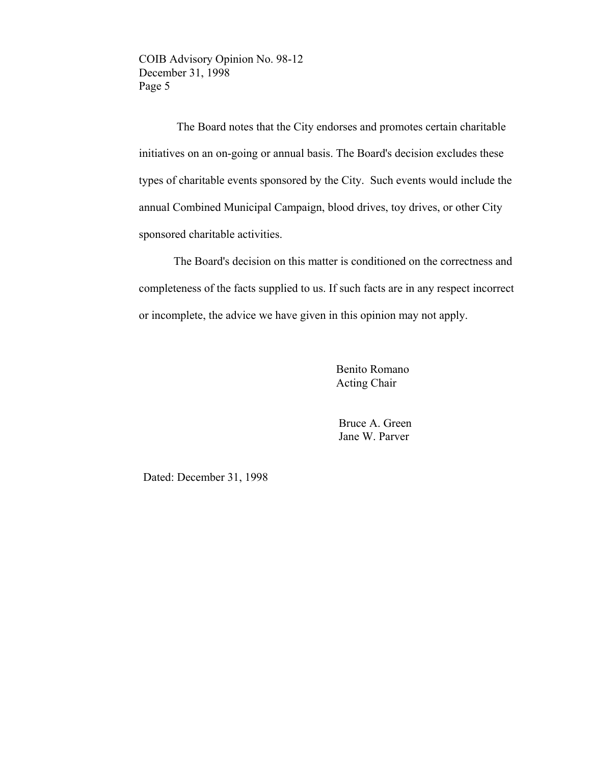The Board notes that the City endorses and promotes certain charitable initiatives on an on-going or annual basis. The Board's decision excludes these types of charitable events sponsored by the City. Such events would include the annual Combined Municipal Campaign, blood drives, toy drives, or other City sponsored charitable activities.

The Board's decision on this matter is conditioned on the correctness and completeness of the facts supplied to us. If such facts are in any respect incorrect or incomplete, the advice we have given in this opinion may not apply.

Benito Romano
Acting Chair

Bruce A. Green
Jane W. Parver

Dated: December 31, 1998